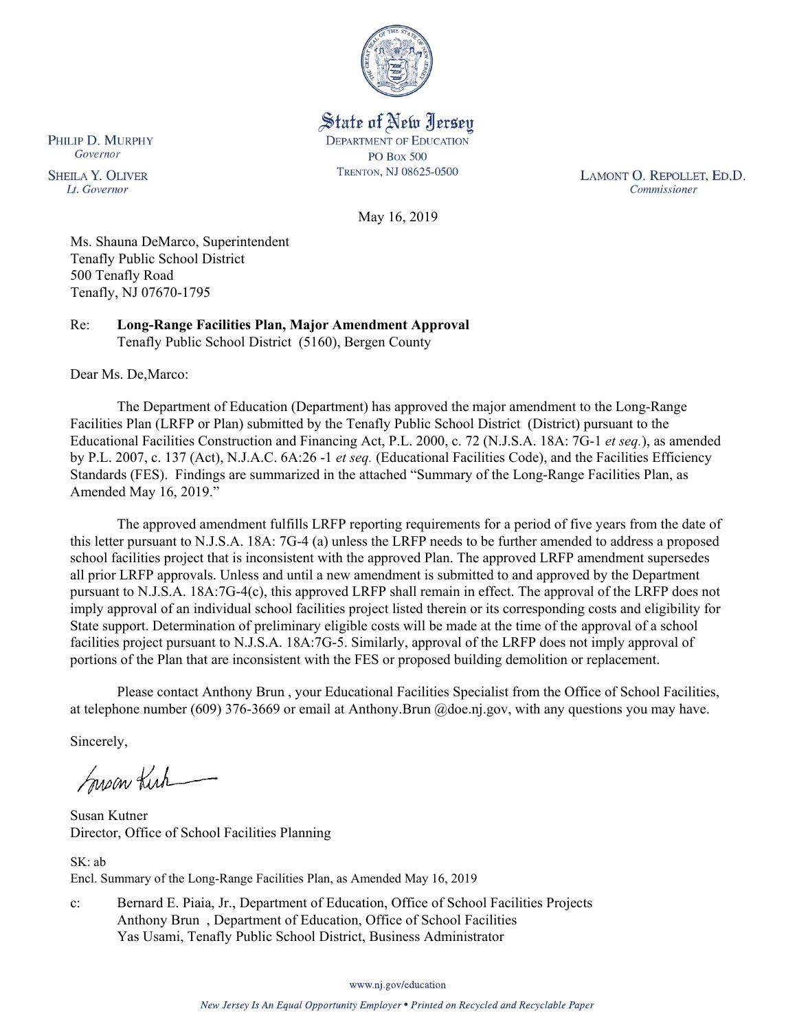State of New Jersey
DEPARTMENT OF EDUCATION
PO Box 500
TRENTON, NJ 08625-0500

PHILIP D. MURPHY
*Governor*

SHEILA Y. OLIVER
*Lt. Governor*

LAMONT O. REPOLLET, ED.D.
*Commissioner*

May 16, 2019

Ms. Shauna DeMarco, Superintendent
Tenafly Public School District
500 Tenafly Road
Tenafly, NJ 07670-1795

Re: **Long-Range Facilities Plan, Major Amendment Approval**
Tenafly Public School District (5160), Bergen County

Dear Ms. De,Marco:

The Department of Education (Department) has approved the major amendment to the Long-Range Facilities Plan (LRFP or Plan) submitted by the Tenafly Public School District (District) pursuant to the Educational Facilities Construction and Financing Act, P.L. 2000, c. 72 (N.J.S.A. 18A: 7G-1 *et seq.*), as amended by P.L. 2007, c. 137 (Act), N.J.A.C. 6A:26 -1 *et seq.* (Educational Facilities Code), and the Facilities Efficiency Standards (FES). Findings are summarized in the attached "Summary of the Long-Range Facilities Plan, as Amended May 16, 2019."

The approved amendment fulfills LRFP reporting requirements for a period of five years from the date of this letter pursuant to N.J.S.A. 18A: 7G-4 (a) unless the LRFP needs to be further amended to address a proposed school facilities project that is inconsistent with the approved Plan. The approved LRFP amendment supersedes all prior LRFP approvals. Unless and until a new amendment is submitted to and approved by the Department pursuant to N.J.S.A. 18A:7G-4(c), this approved LRFP shall remain in effect. The approval of the LRFP does not imply approval of an individual school facilities project listed therein or its corresponding costs and eligibility for State support. Determination of preliminary eligible costs will be made at the time of the approval of a school facilities project pursuant to N.J.S.A. 18A:7G-5. Similarly, approval of the LRFP does not imply approval of portions of the Plan that are inconsistent with the FES or proposed building demolition or replacement.

Please contact Anthony Brun , your Educational Facilities Specialist from the Office of School Facilities, at telephone number (609) 376-3669 or email at Anthony.Brun @doe.nj.gov, with any questions you may have.

Sincerely,

Susan Kutner
Director, Office of School Facilities Planning

SK: ab
Encl. Summary of the Long-Range Facilities Plan, as Amended May 16, 2019

c: Bernard E. Piaia, Jr., Department of Education, Office of School Facilities Projects
Anthony Brun , Department of Education, Office of School Facilities
Yas Usami, Tenafly Public School District, Business Administrator

www.nj.gov/education

*New Jersey Is An Equal Opportunity Employer • Printed on Recycled and Recyclable Paper*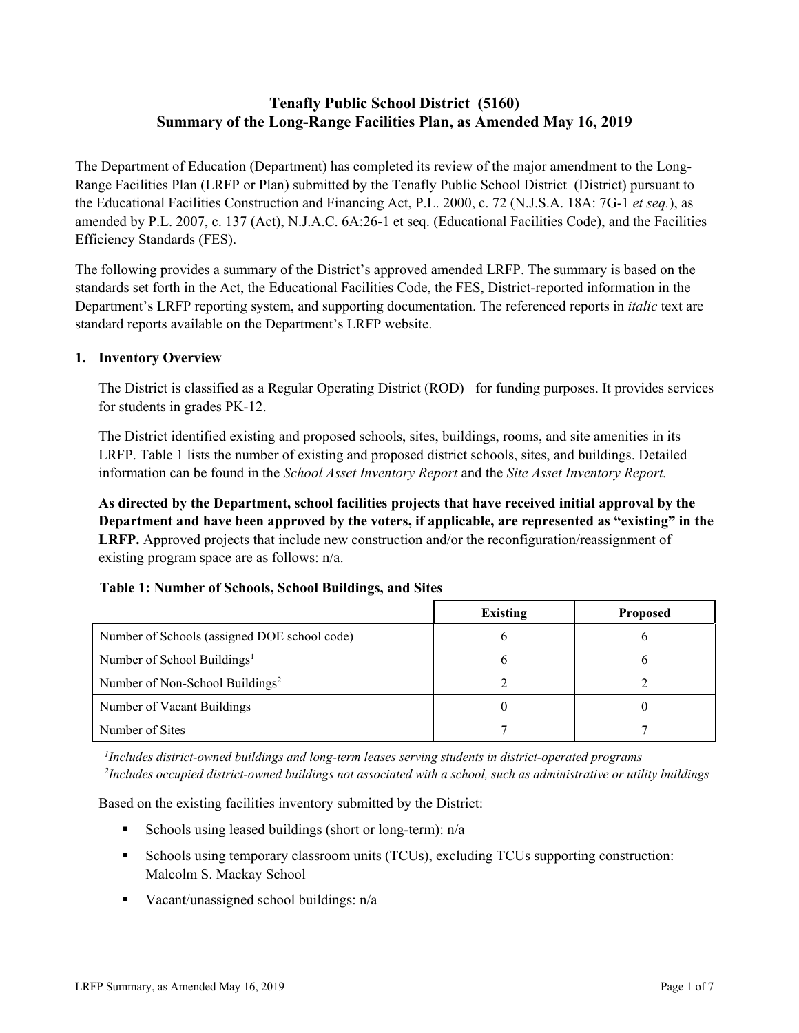# Tenafly Public School District (5160)
## Summary of the Long-Range Facilities Plan, as Amended May 16, 2019

The Department of Education (Department) has completed its review of the major amendment to the Long-Range Facilities Plan (LRFP or Plan) submitted by the Tenafly Public School District (District) pursuant to the Educational Facilities Construction and Financing Act, P.L. 2000, c. 72 (N.J.S.A. 18A: 7G-1 *et seq.*), as amended by P.L. 2007, c. 137 (Act), N.J.A.C. 6A:26-1 et seq. (Educational Facilities Code), and the Facilities Efficiency Standards (FES).

The following provides a summary of the District's approved amended LRFP. The summary is based on the standards set forth in the Act, the Educational Facilities Code, the FES, District-reported information in the Department's LRFP reporting system, and supporting documentation. The referenced reports in *italic* text are standard reports available on the Department's LRFP website.

### 1. Inventory Overview

The District is classified as a Regular Operating District (ROD) for funding purposes. It provides services for students in grades PK-12.

The District identified existing and proposed schools, sites, buildings, rooms, and site amenities in its LRFP. Table 1 lists the number of existing and proposed district schools, sites, and buildings. Detailed information can be found in the *School Asset Inventory Report* and the *Site Asset Inventory Report.*

**As directed by the Department, school facilities projects that have received initial approval by the Department and have been approved by the voters, if applicable, are represented as "existing" in the LRFP.** Approved projects that include new construction and/or the reconfiguration/reassignment of existing program space are as follows: n/a.

**Table 1: Number of Schools, School Buildings, and Sites**

| | Existing | Proposed |
|---|---|---|
| Number of Schools (assigned DOE school code) | 6 | 6 |
| Number of School Buildings[1] | 6 | 6 |
| Number of Non-School Buildings[2] | 2 | 2 |
| Number of Vacant Buildings | 0 | 0 |
| Number of Sites | 7 | 7 |

*[1]Includes district-owned buildings and long-term leases serving students in district-operated programs*
*[2]Includes occupied district-owned buildings not associated with a school, such as administrative or utility buildings*

Based on the existing facilities inventory submitted by the District:

- Schools using leased buildings (short or long-term): n/a
- Schools using temporary classroom units (TCUs), excluding TCUs supporting construction: Malcolm S. Mackay School
- Vacant/unassigned school buildings: n/a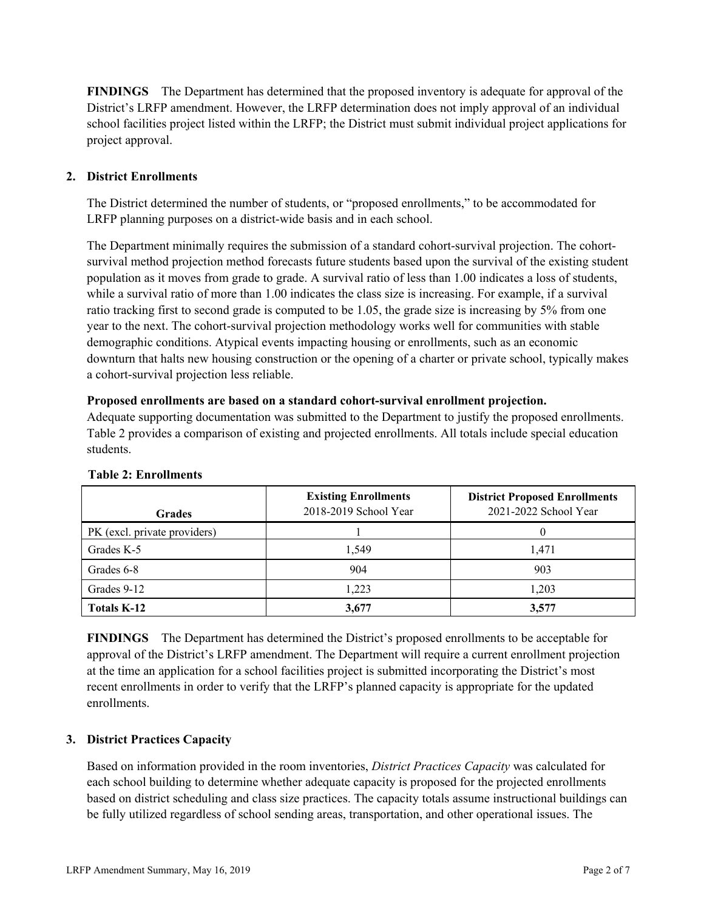**FINDINGS** The Department has determined that the proposed inventory is adequate for approval of the District's LRFP amendment. However, the LRFP determination does not imply approval of an individual school facilities project listed within the LRFP; the District must submit individual project applications for project approval.

## 2. District Enrollments

The District determined the number of students, or "proposed enrollments," to be accommodated for LRFP planning purposes on a district-wide basis and in each school.

The Department minimally requires the submission of a standard cohort-survival projection. The cohort-survival method projection method forecasts future students based upon the survival of the existing student population as it moves from grade to grade. A survival ratio of less than 1.00 indicates a loss of students, while a survival ratio of more than 1.00 indicates the class size is increasing. For example, if a survival ratio tracking first to second grade is computed to be 1.05, the grade size is increasing by 5% from one year to the next. The cohort-survival projection methodology works well for communities with stable demographic conditions. Atypical events impacting housing or enrollments, such as an economic downturn that halts new housing construction or the opening of a charter or private school, typically makes a cohort-survival projection less reliable.

**Proposed enrollments are based on a standard cohort-survival enrollment projection.**
Adequate supporting documentation was submitted to the Department to justify the proposed enrollments. Table 2 provides a comparison of existing and projected enrollments. All totals include special education students.

**Table 2: Enrollments**

| Grades | Existing Enrollments 2018-2019 School Year | District Proposed Enrollments 2021-2022 School Year |
|---|---|---|
| PK (excl. private providers) | 1 | 0 |
| Grades K-5 | 1,549 | 1,471 |
| Grades 6-8 | 904 | 903 |
| Grades 9-12 | 1,223 | 1,203 |
| **Totals K-12** | **3,677** | **3,577** |

**FINDINGS** The Department has determined the District's proposed enrollments to be acceptable for approval of the District's LRFP amendment. The Department will require a current enrollment projection at the time an application for a school facilities project is submitted incorporating the District's most recent enrollments in order to verify that the LRFP's planned capacity is appropriate for the updated enrollments.

## 3. District Practices Capacity

Based on information provided in the room inventories, *District Practices Capacity* was calculated for each school building to determine whether adequate capacity is proposed for the projected enrollments based on district scheduling and class size practices. The capacity totals assume instructional buildings can be fully utilized regardless of school sending areas, transportation, and other operational issues. The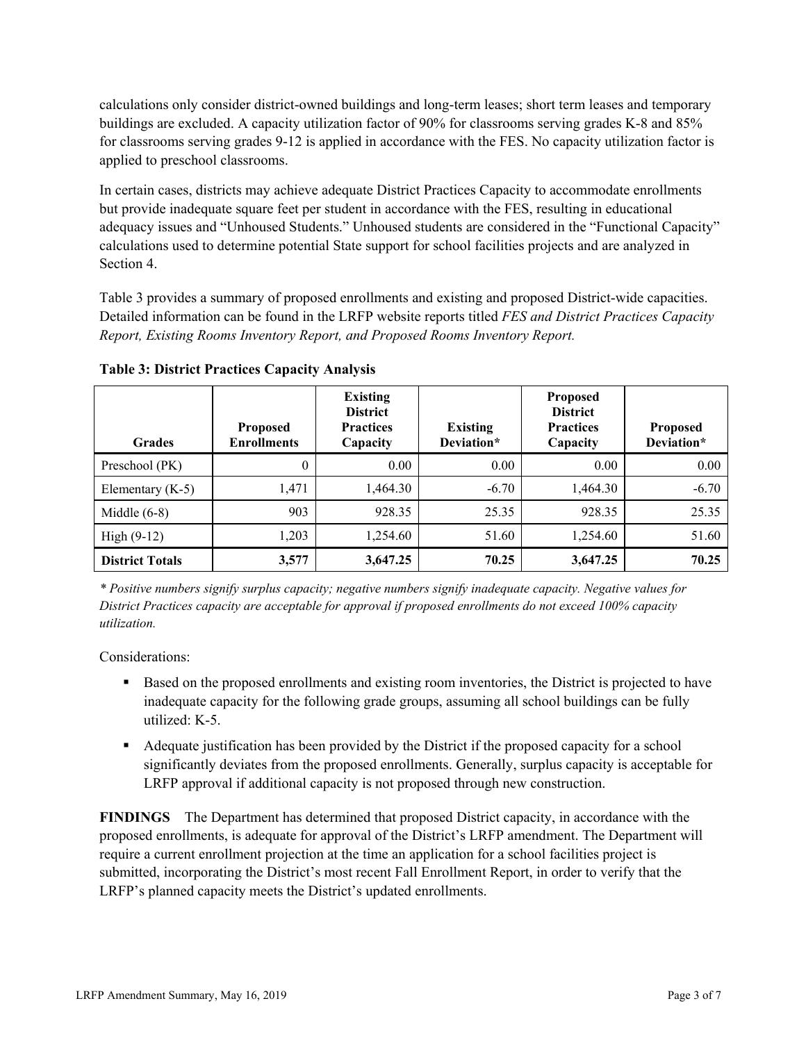calculations only consider district-owned buildings and long-term leases; short term leases and temporary buildings are excluded. A capacity utilization factor of 90% for classrooms serving grades K-8 and 85% for classrooms serving grades 9-12 is applied in accordance with the FES. No capacity utilization factor is applied to preschool classrooms.

In certain cases, districts may achieve adequate District Practices Capacity to accommodate enrollments but provide inadequate square feet per student in accordance with the FES, resulting in educational adequacy issues and "Unhoused Students." Unhoused students are considered in the "Functional Capacity" calculations used to determine potential State support for school facilities projects and are analyzed in Section 4.

Table 3 provides a summary of proposed enrollments and existing and proposed District-wide capacities. Detailed information can be found in the LRFP website reports titled *FES and District Practices Capacity Report, Existing Rooms Inventory Report, and Proposed Rooms Inventory Report.*

**Table 3: District Practices Capacity Analysis**

| Grades | Proposed Enrollments | Existing District Practices Capacity | Existing Deviation* | Proposed District Practices Capacity | Proposed Deviation* |
|---|---|---|---|---|---|
| Preschool (PK) | 0 | 0.00 | 0.00 | 0.00 | 0.00 |
| Elementary (K-5) | 1,471 | 1,464.30 | -6.70 | 1,464.30 | -6.70 |
| Middle (6-8) | 903 | 928.35 | 25.35 | 928.35 | 25.35 |
| High (9-12) | 1,203 | 1,254.60 | 51.60 | 1,254.60 | 51.60 |
| **District Totals** | **3,577** | **3,647.25** | **70.25** | **3,647.25** | **70.25** |

*\* Positive numbers signify surplus capacity; negative numbers signify inadequate capacity. Negative values for District Practices capacity are acceptable for approval if proposed enrollments do not exceed 100% capacity utilization.*

Considerations:

- Based on the proposed enrollments and existing room inventories, the District is projected to have inadequate capacity for the following grade groups, assuming all school buildings can be fully utilized: K-5.
- Adequate justification has been provided by the District if the proposed capacity for a school significantly deviates from the proposed enrollments. Generally, surplus capacity is acceptable for LRFP approval if additional capacity is not proposed through new construction.

**FINDINGS** The Department has determined that proposed District capacity, in accordance with the proposed enrollments, is adequate for approval of the District's LRFP amendment. The Department will require a current enrollment projection at the time an application for a school facilities project is submitted, incorporating the District's most recent Fall Enrollment Report, in order to verify that the LRFP's planned capacity meets the District's updated enrollments.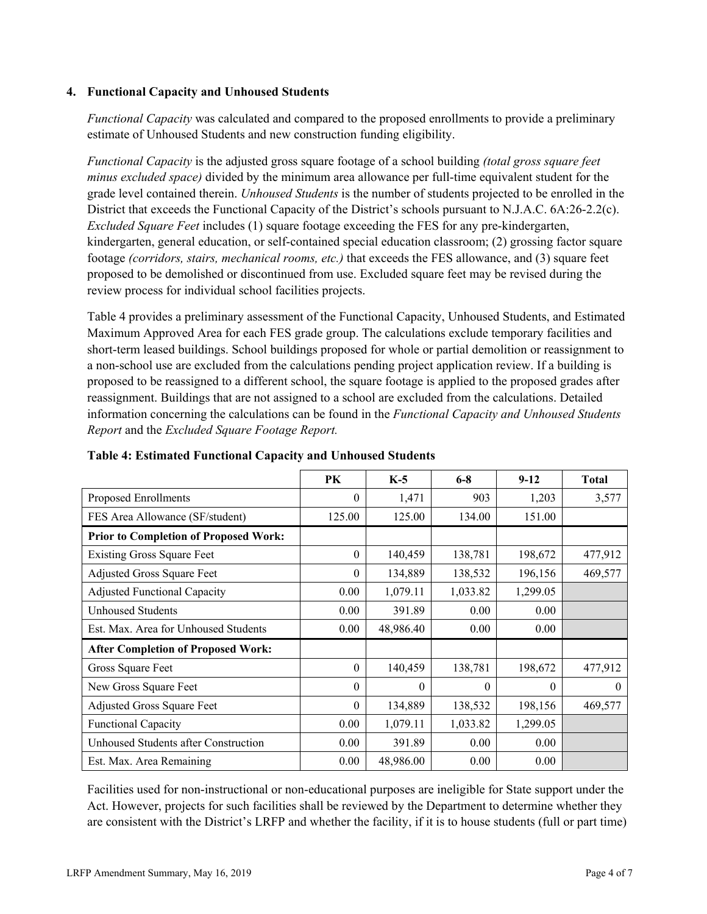### 4. Functional Capacity and Unhoused Students

*Functional Capacity* was calculated and compared to the proposed enrollments to provide a preliminary estimate of Unhoused Students and new construction funding eligibility.

*Functional Capacity* is the adjusted gross square footage of a school building *(total gross square feet minus excluded space)* divided by the minimum area allowance per full-time equivalent student for the grade level contained therein. *Unhoused Students* is the number of students projected to be enrolled in the District that exceeds the Functional Capacity of the District's schools pursuant to N.J.A.C. 6A:26-2.2(c). *Excluded Square Feet* includes (1) square footage exceeding the FES for any pre-kindergarten, kindergarten, general education, or self-contained special education classroom; (2) grossing factor square footage *(corridors, stairs, mechanical rooms, etc.)* that exceeds the FES allowance, and (3) square feet proposed to be demolished or discontinued from use. Excluded square feet may be revised during the review process for individual school facilities projects.

Table 4 provides a preliminary assessment of the Functional Capacity, Unhoused Students, and Estimated Maximum Approved Area for each FES grade group. The calculations exclude temporary facilities and short-term leased buildings. School buildings proposed for whole or partial demolition or reassignment to a non-school use are excluded from the calculations pending project application review. If a building is proposed to be reassigned to a different school, the square footage is applied to the proposed grades after reassignment. Buildings that are not assigned to a school are excluded from the calculations. Detailed information concerning the calculations can be found in the *Functional Capacity and Unhoused Students Report* and the *Excluded Square Footage Report.*

**Table 4: Estimated Functional Capacity and Unhoused Students**

| | PK | K-5 | 6-8 | 9-12 | Total |
|---|---|---|---|---|---|
| Proposed Enrollments | 0 | 1,471 | 903 | 1,203 | 3,577 |
| FES Area Allowance (SF/student) | 125.00 | 125.00 | 134.00 | 151.00 | |
| **Prior to Completion of Proposed Work:** | | | | | |
| Existing Gross Square Feet | 0 | 140,459 | 138,781 | 198,672 | 477,912 |
| Adjusted Gross Square Feet | 0 | 134,889 | 138,532 | 196,156 | 469,577 |
| Adjusted Functional Capacity | 0.00 | 1,079.11 | 1,033.82 | 1,299.05 | |
| Unhoused Students | 0.00 | 391.89 | 0.00 | 0.00 | |
| Est. Max. Area for Unhoused Students | 0.00 | 48,986.40 | 0.00 | 0.00 | |
| **After Completion of Proposed Work:** | | | | | |
| Gross Square Feet | 0 | 140,459 | 138,781 | 198,672 | 477,912 |
| New Gross Square Feet | 0 | 0 | 0 | 0 | 0 |
| Adjusted Gross Square Feet | 0 | 134,889 | 138,532 | 198,156 | 469,577 |
| Functional Capacity | 0.00 | 1,079.11 | 1,033.82 | 1,299.05 | |
| Unhoused Students after Construction | 0.00 | 391.89 | 0.00 | 0.00 | |
| Est. Max. Area Remaining | 0.00 | 48,986.00 | 0.00 | 0.00 | |

Facilities used for non-instructional or non-educational purposes are ineligible for State support under the Act. However, projects for such facilities shall be reviewed by the Department to determine whether they are consistent with the District's LRFP and whether the facility, if it is to house students (full or part time)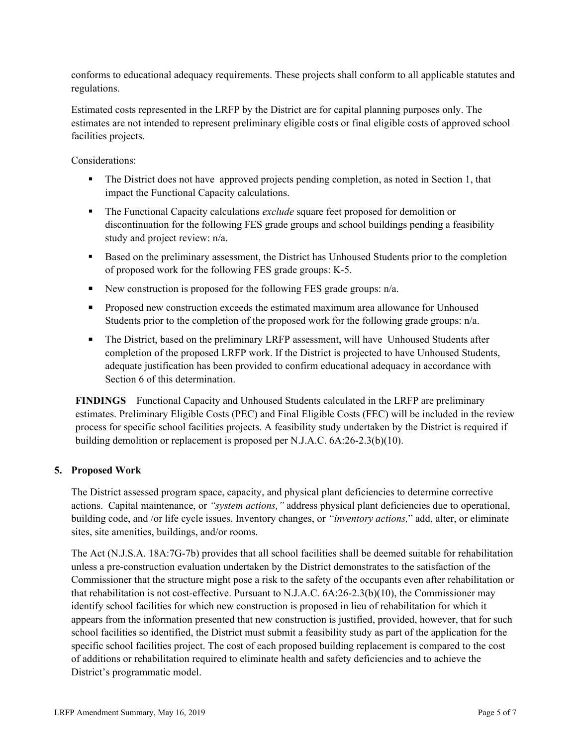conforms to educational adequacy requirements. These projects shall conform to all applicable statutes and regulations.

Estimated costs represented in the LRFP by the District are for capital planning purposes only. The estimates are not intended to represent preliminary eligible costs or final eligible costs of approved school facilities projects.

Considerations:

- The District does not have approved projects pending completion, as noted in Section 1, that impact the Functional Capacity calculations.
- The Functional Capacity calculations *exclude* square feet proposed for demolition or discontinuation for the following FES grade groups and school buildings pending a feasibility study and project review: n/a.
- Based on the preliminary assessment, the District has Unhoused Students prior to the completion of proposed work for the following FES grade groups: K-5.
- New construction is proposed for the following FES grade groups: n/a.
- Proposed new construction exceeds the estimated maximum area allowance for Unhoused Students prior to the completion of the proposed work for the following grade groups: n/a.
- The District, based on the preliminary LRFP assessment, will have Unhoused Students after completion of the proposed LRFP work. If the District is projected to have Unhoused Students, adequate justification has been provided to confirm educational adequacy in accordance with Section 6 of this determination.

**FINDINGS** Functional Capacity and Unhoused Students calculated in the LRFP are preliminary estimates. Preliminary Eligible Costs (PEC) and Final Eligible Costs (FEC) will be included in the review process for specific school facilities projects. A feasibility study undertaken by the District is required if building demolition or replacement is proposed per N.J.A.C. 6A:26-2.3(b)(10).

## 5. Proposed Work

The District assessed program space, capacity, and physical plant deficiencies to determine corrective actions. Capital maintenance, or *"system actions,"* address physical plant deficiencies due to operational, building code, and /or life cycle issues. Inventory changes, or *"inventory actions,"* add, alter, or eliminate sites, site amenities, buildings, and/or rooms.

The Act (N.J.S.A. 18A:7G-7b) provides that all school facilities shall be deemed suitable for rehabilitation unless a pre-construction evaluation undertaken by the District demonstrates to the satisfaction of the Commissioner that the structure might pose a risk to the safety of the occupants even after rehabilitation or that rehabilitation is not cost-effective. Pursuant to N.J.A.C. 6A:26-2.3(b)(10), the Commissioner may identify school facilities for which new construction is proposed in lieu of rehabilitation for which it appears from the information presented that new construction is justified, provided, however, that for such school facilities so identified, the District must submit a feasibility study as part of the application for the specific school facilities project. The cost of each proposed building replacement is compared to the cost of additions or rehabilitation required to eliminate health and safety deficiencies and to achieve the District's programmatic model.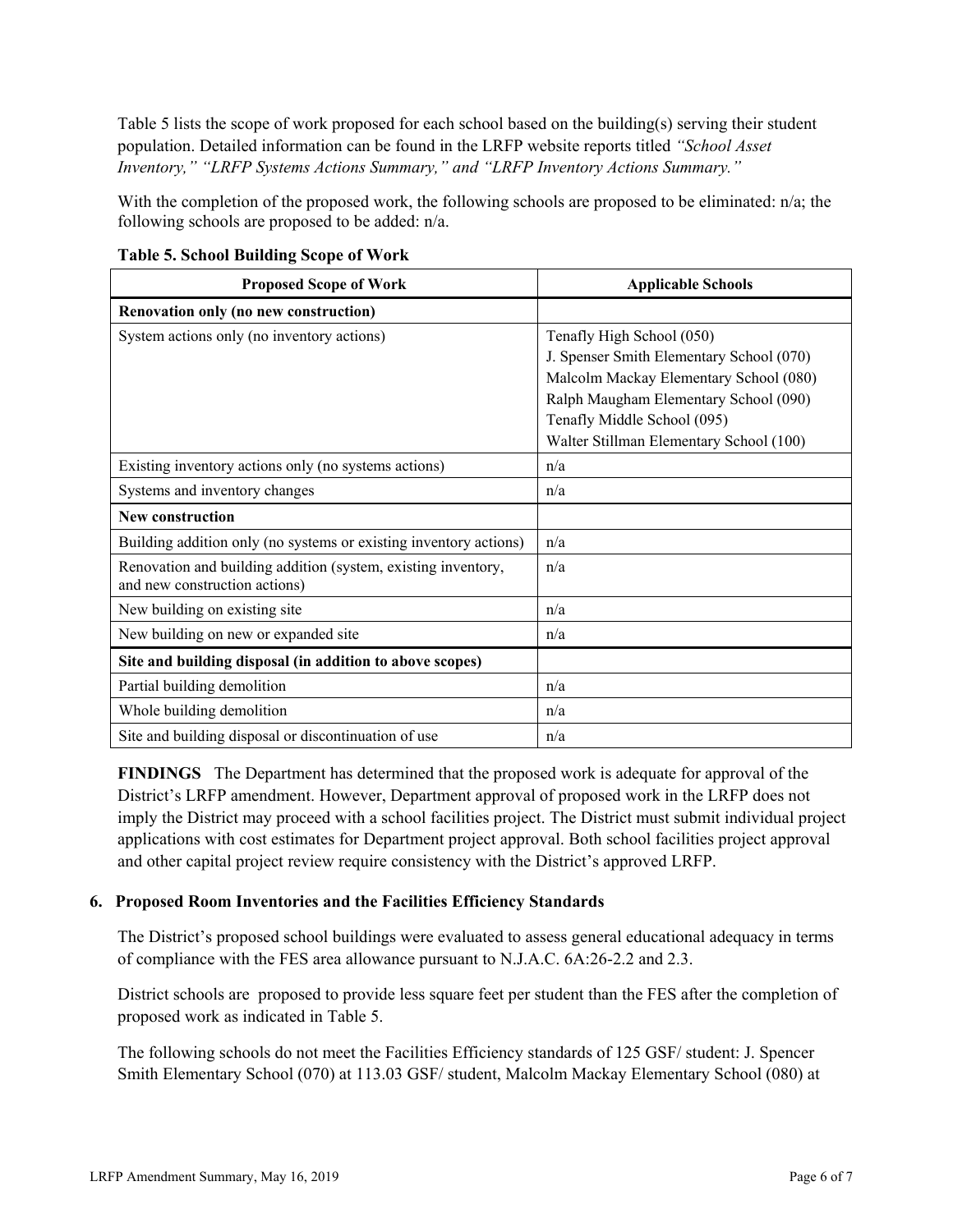Table 5 lists the scope of work proposed for each school based on the building(s) serving their student population. Detailed information can be found in the LRFP website reports titled *"School Asset Inventory," "LRFP Systems Actions Summary," and "LRFP Inventory Actions Summary."*

With the completion of the proposed work, the following schools are proposed to be eliminated: n/a; the following schools are proposed to be added: n/a.

**Table 5. School Building Scope of Work**

| Proposed Scope of Work | Applicable Schools |
|---|---|
| **Renovation only (no new construction)** | |
| System actions only (no inventory actions) | Tenafly High School (050)<br>J. Spenser Smith Elementary School (070)<br>Malcolm Mackay Elementary School (080)<br>Ralph Maugham Elementary School (090)<br>Tenafly Middle School (095)<br>Walter Stillman Elementary School (100) |
| Existing inventory actions only (no systems actions) | n/a |
| Systems and inventory changes | n/a |
| **New construction** | |
| Building addition only (no systems or existing inventory actions) | n/a |
| Renovation and building addition (system, existing inventory, and new construction actions) | n/a |
| New building on existing site | n/a |
| New building on new or expanded site | n/a |
| **Site and building disposal (in addition to above scopes)** | |
| Partial building demolition | n/a |
| Whole building demolition | n/a |
| Site and building disposal or discontinuation of use | n/a |

**FINDINGS** The Department has determined that the proposed work is adequate for approval of the District's LRFP amendment. However, Department approval of proposed work in the LRFP does not imply the District may proceed with a school facilities project. The District must submit individual project applications with cost estimates for Department project approval. Both school facilities project approval and other capital project review require consistency with the District's approved LRFP.

## 6. Proposed Room Inventories and the Facilities Efficiency Standards

The District's proposed school buildings were evaluated to assess general educational adequacy in terms of compliance with the FES area allowance pursuant to N.J.A.C. 6A:26-2.2 and 2.3.

District schools are proposed to provide less square feet per student than the FES after the completion of proposed work as indicated in Table 5.

The following schools do not meet the Facilities Efficiency standards of 125 GSF/ student: J. Spencer Smith Elementary School (070) at 113.03 GSF/ student, Malcolm Mackay Elementary School (080) at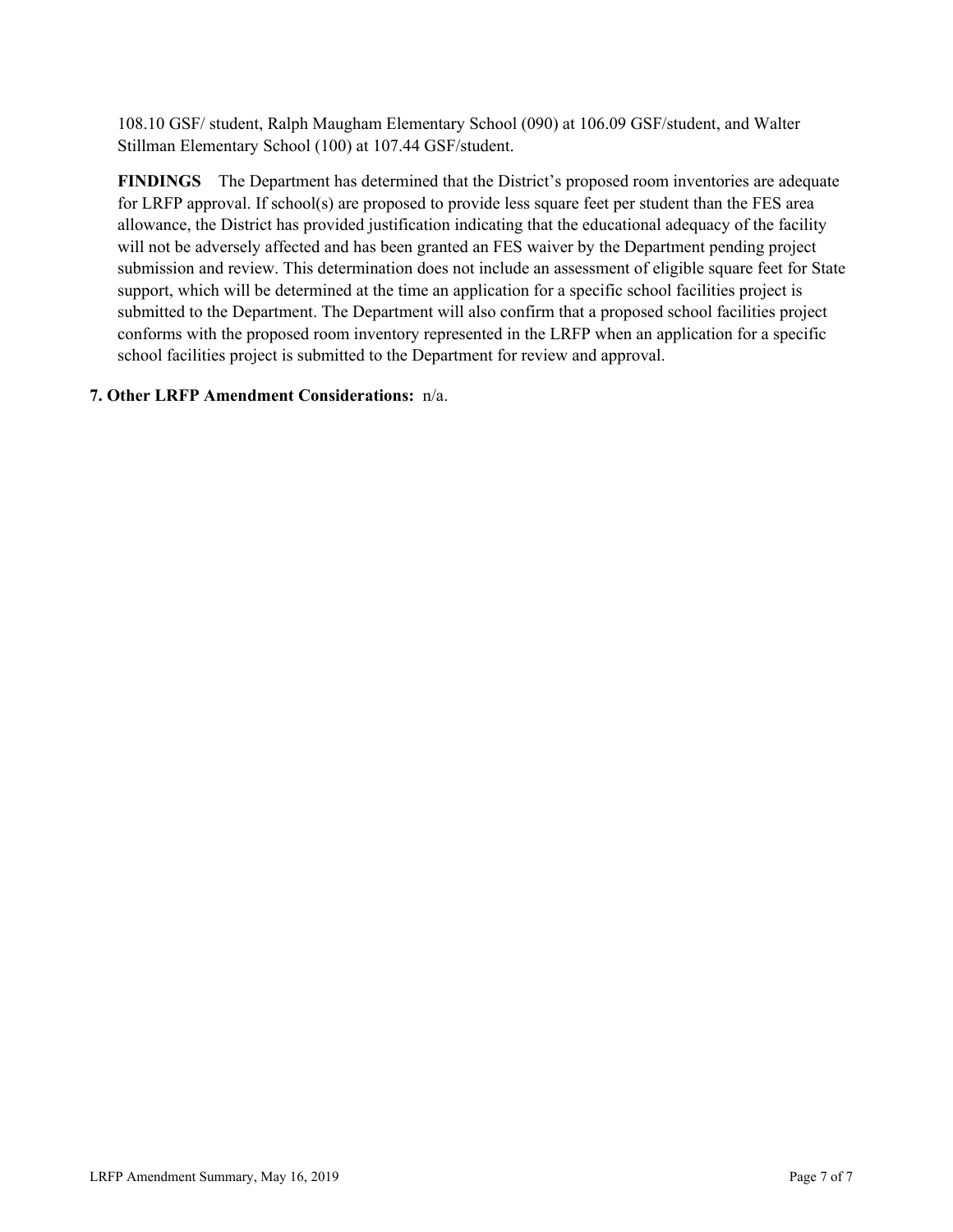108.10 GSF/ student, Ralph Maugham Elementary School (090) at 106.09 GSF/student, and Walter Stillman Elementary School (100) at 107.44 GSF/student.

**FINDINGS** The Department has determined that the District's proposed room inventories are adequate for LRFP approval. If school(s) are proposed to provide less square feet per student than the FES area allowance, the District has provided justification indicating that the educational adequacy of the facility will not be adversely affected and has been granted an FES waiver by the Department pending project submission and review. This determination does not include an assessment of eligible square feet for State support, which will be determined at the time an application for a specific school facilities project is submitted to the Department. The Department will also confirm that a proposed school facilities project conforms with the proposed room inventory represented in the LRFP when an application for a specific school facilities project is submitted to the Department for review and approval.

**7. Other LRFP Amendment Considerations:** n/a.